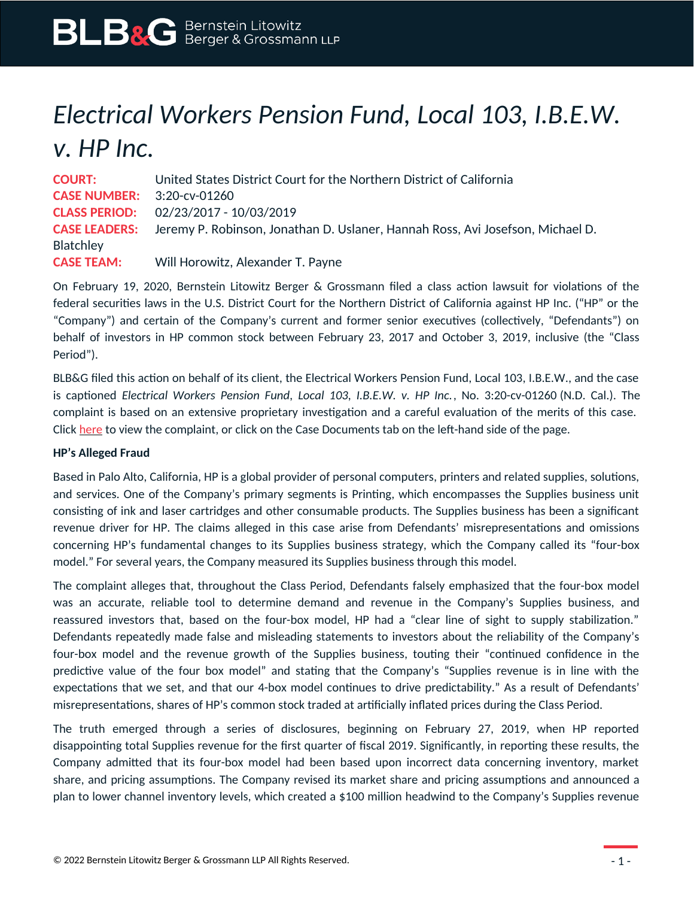# *Electrical Workers Pension Fund, Local 103, I.B.E.W. v. HP Inc.*

**COURT:** United States District Court for the Northern District of California
**CASE NUMBER:** 3:20-cv-01260
**CLASS PERIOD:** 02/23/2017 - 10/03/2019
**CASE LEADERS:** Jeremy P. Robinson, Jonathan D. Uslaner, Hannah Ross, Avi Josefson, Michael D. Blatchley
**CASE TEAM:** Will Horowitz, Alexander T. Payne

On February 19, 2020, Bernstein Litowitz Berger & Grossmann filed a class action lawsuit for violations of the federal securities laws in the U.S. District Court for the Northern District of California against HP Inc. ("HP" or the "Company") and certain of the Company's current and former senior executives (collectively, "Defendants") on behalf of investors in HP common stock between February 23, 2017 and October 3, 2019, inclusive (the "Class Period").

BLB&G filed this action on behalf of its client, the Electrical Workers Pension Fund, Local 103, I.B.E.W., and the case is captioned *Electrical Workers Pension Fund, Local 103, I.B.E.W. v. HP Inc.*, No. 3:20-cv-01260 (N.D. Cal.). The complaint is based on an extensive proprietary investigation and a careful evaluation of the merits of this case. Click here to view the complaint, or click on the Case Documents tab on the left-hand side of the page.

**HP's Alleged Fraud**

Based in Palo Alto, California, HP is a global provider of personal computers, printers and related supplies, solutions, and services. One of the Company's primary segments is Printing, which encompasses the Supplies business unit consisting of ink and laser cartridges and other consumable products. The Supplies business has been a significant revenue driver for HP. The claims alleged in this case arise from Defendants' misrepresentations and omissions concerning HP's fundamental changes to its Supplies business strategy, which the Company called its "four-box model." For several years, the Company measured its Supplies business through this model.

The complaint alleges that, throughout the Class Period, Defendants falsely emphasized that the four-box model was an accurate, reliable tool to determine demand and revenue in the Company's Supplies business, and reassured investors that, based on the four-box model, HP had a "clear line of sight to supply stabilization." Defendants repeatedly made false and misleading statements to investors about the reliability of the Company's four-box model and the revenue growth of the Supplies business, touting their "continued confidence in the predictive value of the four box model" and stating that the Company's "Supplies revenue is in line with the expectations that we set, and that our 4-box model continues to drive predictability." As a result of Defendants' misrepresentations, shares of HP's common stock traded at artificially inflated prices during the Class Period.

The truth emerged through a series of disclosures, beginning on February 27, 2019, when HP reported disappointing total Supplies revenue for the first quarter of fiscal 2019. Significantly, in reporting these results, the Company admitted that its four-box model had been based upon incorrect data concerning inventory, market share, and pricing assumptions. The Company revised its market share and pricing assumptions and announced a plan to lower channel inventory levels, which created a $100 million headwind to the Company's Supplies revenue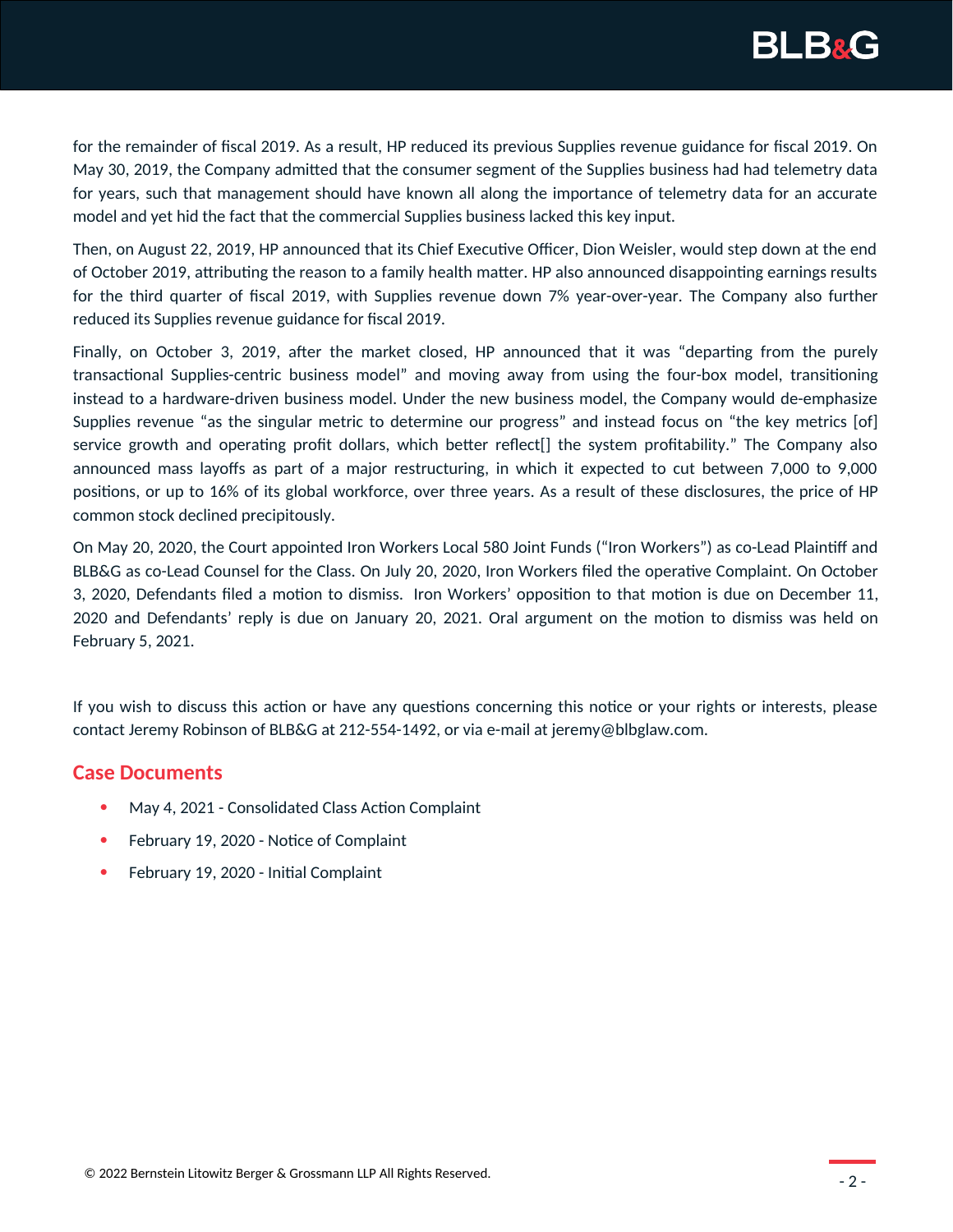for the remainder of fiscal 2019. As a result, HP reduced its previous Supplies revenue guidance for fiscal 2019. On May 30, 2019, the Company admitted that the consumer segment of the Supplies business had had telemetry data for years, such that management should have known all along the importance of telemetry data for an accurate model and yet hid the fact that the commercial Supplies business lacked this key input.

Then, on August 22, 2019, HP announced that its Chief Executive Officer, Dion Weisler, would step down at the end of October 2019, attributing the reason to a family health matter. HP also announced disappointing earnings results for the third quarter of fiscal 2019, with Supplies revenue down 7% year-over-year. The Company also further reduced its Supplies revenue guidance for fiscal 2019.

Finally, on October 3, 2019, after the market closed, HP announced that it was "departing from the purely transactional Supplies-centric business model" and moving away from using the four-box model, transitioning instead to a hardware-driven business model. Under the new business model, the Company would de-emphasize Supplies revenue "as the singular metric to determine our progress" and instead focus on "the key metrics [of] service growth and operating profit dollars, which better reflect[] the system profitability." The Company also announced mass layoffs as part of a major restructuring, in which it expected to cut between 7,000 to 9,000 positions, or up to 16% of its global workforce, over three years. As a result of these disclosures, the price of HP common stock declined precipitously.

On May 20, 2020, the Court appointed Iron Workers Local 580 Joint Funds ("Iron Workers") as co-Lead Plaintiff and BLB&G as co-Lead Counsel for the Class. On July 20, 2020, Iron Workers filed the operative Complaint. On October 3, 2020, Defendants filed a motion to dismiss. Iron Workers' opposition to that motion is due on December 11, 2020 and Defendants' reply is due on January 20, 2021. Oral argument on the motion to dismiss was held on February 5, 2021.

If you wish to discuss this action or have any questions concerning this notice or your rights or interests, please contact Jeremy Robinson of BLB&G at 212-554-1492, or via e-mail at jeremy@blbglaw.com.

## Case Documents

- May 4, 2021 - Consolidated Class Action Complaint
- February 19, 2020 - Notice of Complaint
- February 19, 2020 - Initial Complaint

© 2022 Bernstein Litowitz Berger & Grossmann LLP All Rights Reserved.